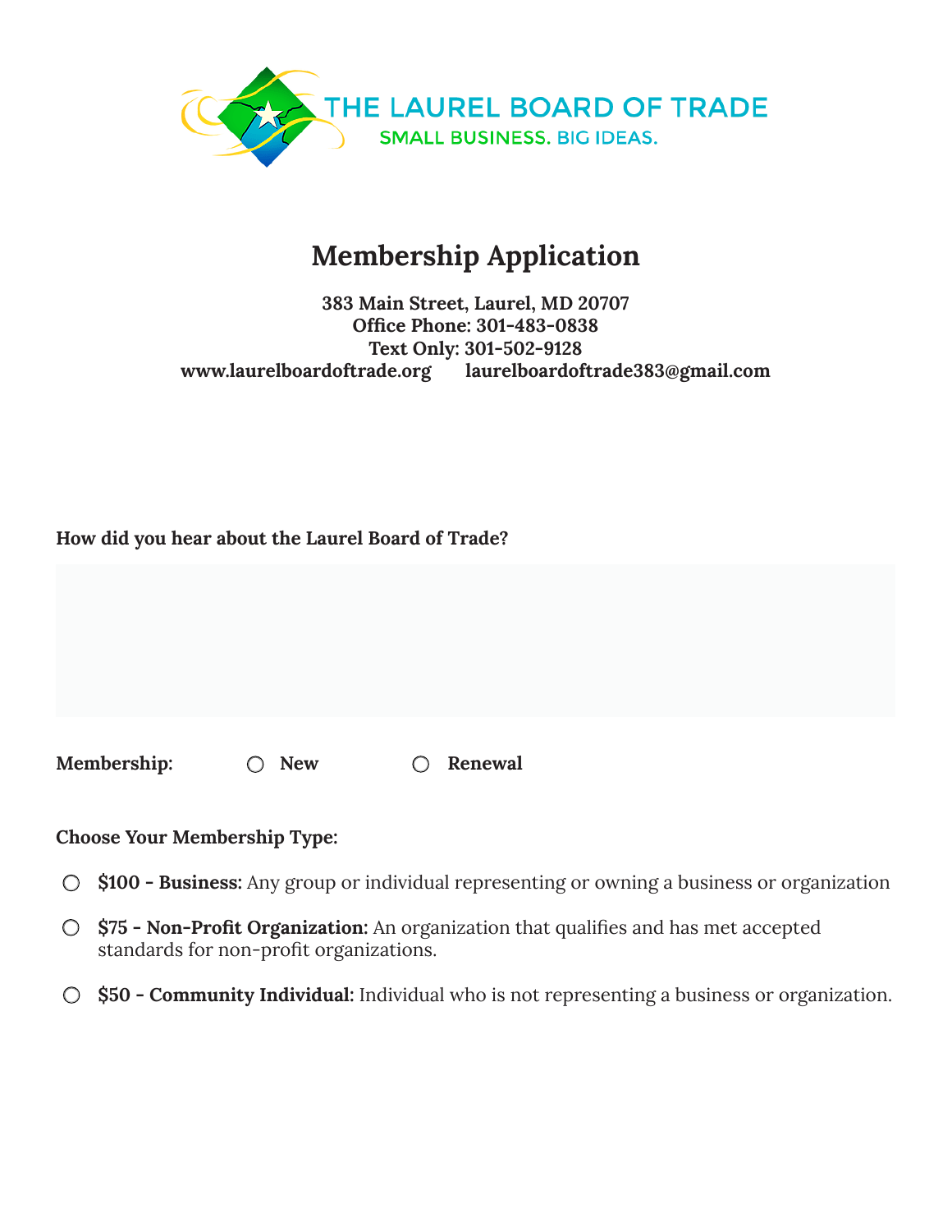THE LAUREL BOARD OF TRADE

SMALL BUSINESS. BIG IDEAS.

# Membership Application

**383 Main Street, Laurel, MD 20707**
**Office Phone: 301-483-0838**
**Text Only: 301-502-9128**
**www.laurelboardoftrade.org laurelboardoftrade383@gmail.com**

**How did you hear about the Laurel Board of Trade?**

**Membership:** ○ **New** ○ **Renewal**

**Choose Your Membership Type:**

- ○ **$100 - Business:** Any group or individual representing or owning a business or organization
- ○ **$75 - Non-Profit Organization:** An organization that qualifies and has met accepted standards for non-profit organizations.
- ○ **$50 - Community Individual:** Individual who is not representing a business or organization.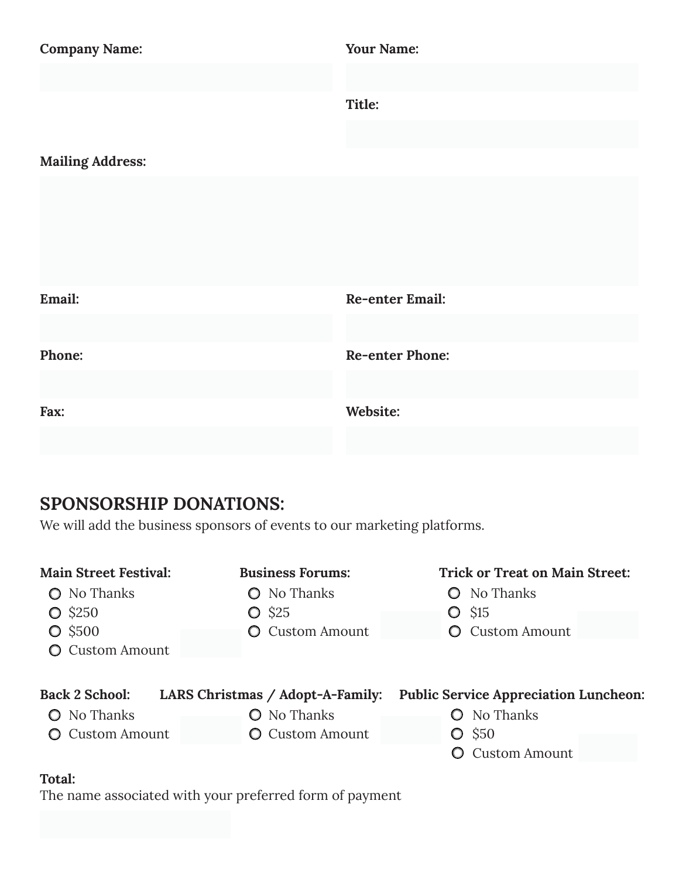**Company Name:**

**Your Name:**

**Title:**

**Mailing Address:**

**Email:**

**Re-enter Email:**

**Phone:**

**Re-enter Phone:**

**Fax:**

**Website:**

## SPONSORSHIP DONATIONS:

We will add the business sponsors of events to our marketing platforms.

**Main Street Festival:**

- No Thanks
- $250
- $500
- Custom Amount

**Business Forums:**

- No Thanks
- $25
- Custom Amount

**Trick or Treat on Main Street:**

- No Thanks
- $15
- Custom Amount

**Back 2 School:**

- No Thanks
- Custom Amount

**LARS Christmas / Adopt-A-Family:**

- No Thanks
- Custom Amount

**Public Service Appreciation Luncheon:**

- No Thanks
- $50
- Custom Amount

**Total:**

The name associated with your preferred form of payment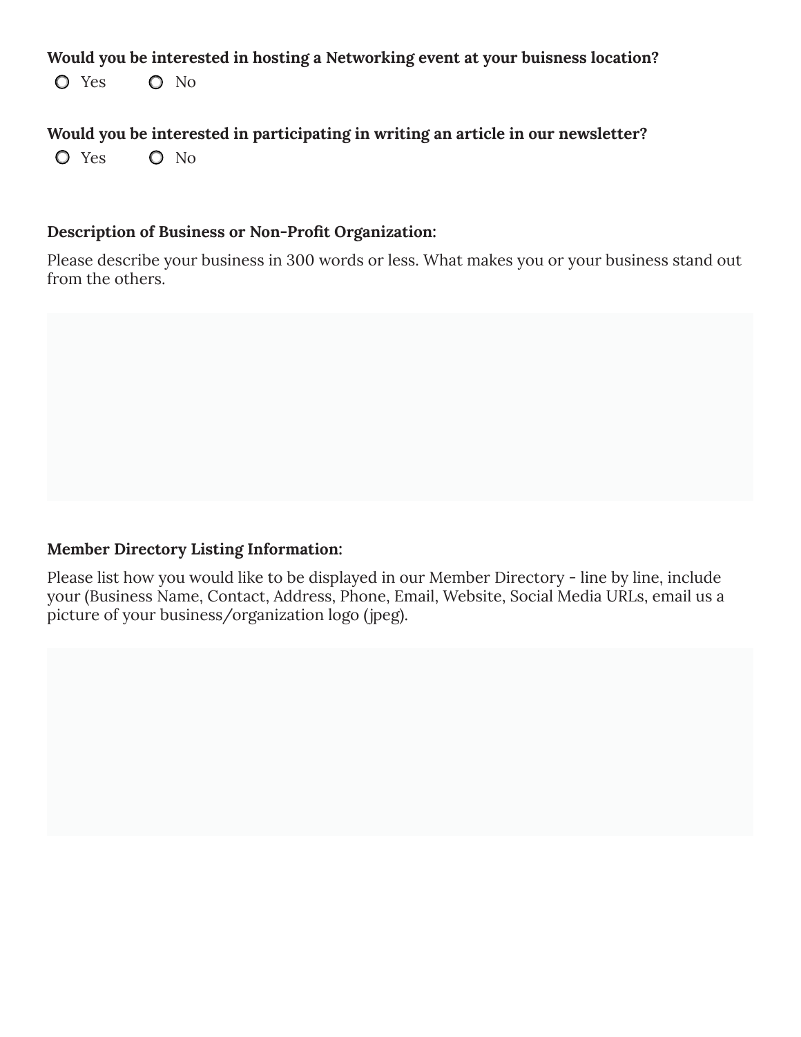**Would you be interested in hosting a Networking event at your buisness location?**

○ Yes ○ No

**Would you be interested in participating in writing an article in our newsletter?**

○ Yes ○ No

**Description of Business or Non-Profit Organization:**

Please describe your business in 300 words or less. What makes you or your business stand out from the others.

**Member Directory Listing Information:**

Please list how you would like to be displayed in our Member Directory - line by line, include your (Business Name, Contact, Address, Phone, Email, Website, Social Media URLs, email us a picture of your business/organization logo (jpeg).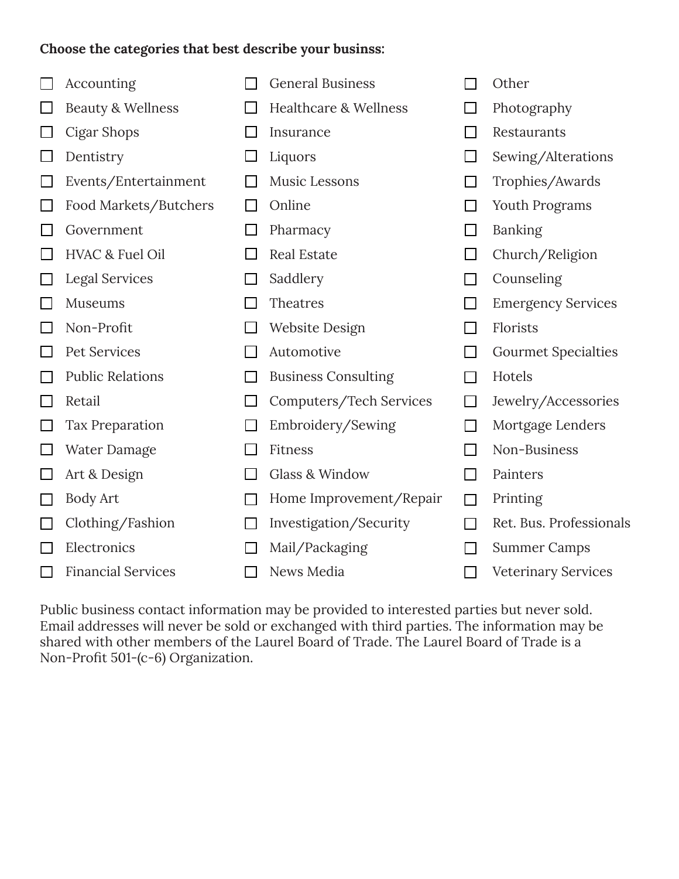**Choose the categories that best describe your businss:**

- [ ] Accounting
- [ ] Beauty & Wellness
- [ ] Cigar Shops
- [ ] Dentistry
- [ ] Events/Entertainment
- [ ] Food Markets/Butchers
- [ ] Government
- [ ] HVAC & Fuel Oil
- [ ] Legal Services
- [ ] Museums
- [ ] Non-Profit
- [ ] Pet Services
- [ ] Public Relations
- [ ] Retail
- [ ] Tax Preparation
- [ ] Water Damage
- [ ] Art & Design
- [ ] Body Art
- [ ] Clothing/Fashion
- [ ] Electronics
- [ ] Financial Services
- [ ] General Business
- [ ] Healthcare & Wellness
- [ ] Insurance
- [ ] Liquors
- [ ] Music Lessons
- [ ] Online
- [ ] Pharmacy
- [ ] Real Estate
- [ ] Saddlery
- [ ] Theatres
- [ ] Website Design
- [ ] Automotive
- [ ] Business Consulting
- [ ] Computers/Tech Services
- [ ] Embroidery/Sewing
- [ ] Fitness
- [ ] Glass & Window
- [ ] Home Improvement/Repair
- [ ] Investigation/Security
- [ ] Mail/Packaging
- [ ] News Media
- [ ] Other
- [ ] Photography
- [ ] Restaurants
- [ ] Sewing/Alterations
- [ ] Trophies/Awards
- [ ] Youth Programs
- [ ] Banking
- [ ] Church/Religion
- [ ] Counseling
- [ ] Emergency Services
- [ ] Florists
- [ ] Gourmet Specialties
- [ ] Hotels
- [ ] Jewelry/Accessories
- [ ] Mortgage Lenders
- [ ] Non-Business
- [ ] Painters
- [ ] Printing
- [ ] Ret. Bus. Professionals
- [ ] Summer Camps
- [ ] Veterinary Services

Public business contact information may be provided to interested parties but never sold. Email addresses will never be sold or exchanged with third parties. The information may be shared with other members of the Laurel Board of Trade. The Laurel Board of Trade is a Non-Profit 501-(c-6) Organization.